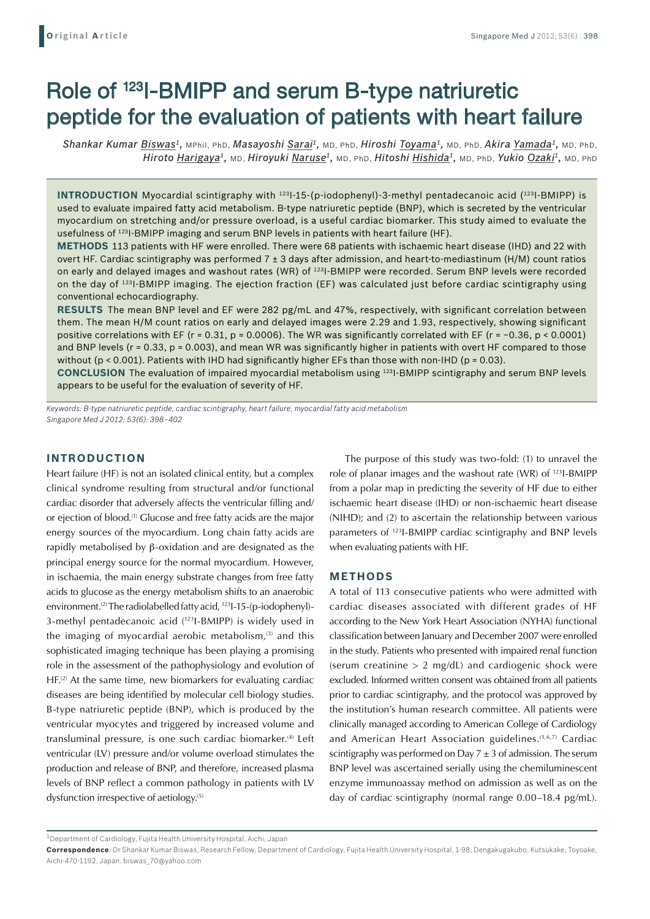**Original Article**

# Role of $^{123}$I-BMIPP and serum B-type natriuretic peptide for the evaluation of patients with heart failure

*Shankar Kumar Biswas*[1], MPhil, PhD, *Masayoshi Sarai*[1], MD, PhD, *Hiroshi Toyama*[1], MD, PhD, *Akira Yamada*[1], MD, PhD, *Hiroto Harigaya*[1], MD, *Hiroyuki Naruse*[1], MD, PhD, *Hitoshi Hishida*[1], MD, PhD, *Yukio Ozaki*[1], MD, PhD

**INTRODUCTION** Myocardial scintigraphy with $^{123}$I-15-(p-iodophenyl)-3-methyl pentadecanoic acid ($^{123}$I-BMIPP) is used to evaluate impaired fatty acid metabolism. B-type natriuretic peptide (BNP), which is secreted by the ventricular myocardium on stretching and/or pressure overload, is a useful cardiac biomarker. This study aimed to evaluate the usefulness of $^{123}$I-BMIPP imaging and serum BNP levels in patients with heart failure (HF).

**METHODS** 113 patients with HF were enrolled. There were 68 patients with ischaemic heart disease (IHD) and 22 with overt HF. Cardiac scintigraphy was performed 7 ± 3 days after admission, and heart-to-mediastinum (H/M) count ratios on early and delayed images and washout rates (WR) of $^{123}$I-BMIPP were recorded. Serum BNP levels were recorded on the day of $^{123}$I-BMIPP imaging. The ejection fraction (EF) was calculated just before cardiac scintigraphy using conventional echocardiography.

**RESULTS** The mean BNP level and EF were 282 pg/mL and 47%, respectively, with significant correlation between them. The mean H/M count ratios on early and delayed images were 2.29 and 1.93, respectively, showing significant positive correlations with EF ($r = 0.31$, $p = 0.0006$). The WR was significantly correlated with EF ($r = -0.36$, $p < 0.0001$) and BNP levels ($r = 0.33$, $p = 0.003$), and mean WR was significantly higher in patients with overt HF compared to those without ($p < 0.001$). Patients with IHD had significantly higher EFs than those with non-IHD ($p = 0.03$).

**CONCLUSION** The evaluation of impaired myocardial metabolism using $^{123}$I-BMIPP scintigraphy and serum BNP levels appears to be useful for the evaluation of severity of HF.

*Keywords: B-type natriuretic peptide, cardiac scintigraphy, heart failure, myocardial fatty acid metabolism*

*Singapore Med J 2012; 53(6): 398–402*

## INTRODUCTION

Heart failure (HF) is not an isolated clinical entity, but a complex clinical syndrome resulting from structural and/or functional cardiac disorder that adversely affects the ventricular filling and/or ejection of blood.[1] Glucose and free fatty acids are the major energy sources of the myocardium. Long chain fatty acids are rapidly metabolised by β-oxidation and are designated as the principal energy source for the normal myocardium. However, in ischaemia, the main energy substrate changes from free fatty acids to glucose as the energy metabolism shifts to an anaerobic environment.[2] The radiolabelled fatty acid, $^{123}$I-15-(p-iodophenyl)-3-methyl pentadecanoic acid ($^{123}$I-BMIPP) is widely used in the imaging of myocardial aerobic metabolism,[3] and this sophisticated imaging technique has been playing a promising role in the assessment of the pathophysiology and evolution of HF.[2] At the same time, new biomarkers for evaluating cardiac diseases are being identified by molecular cell biology studies. B-type natriuretic peptide (BNP), which is produced by the ventricular myocytes and triggered by increased volume and transluminal pressure, is one such cardiac biomarker.[4] Left ventricular (LV) pressure and/or volume overload stimulates the production and release of BNP, and therefore, increased plasma levels of BNP reflect a common pathology in patients with LV dysfunction irrespective of aetiology.[5]

The purpose of this study was two-fold: (1) to unravel the role of planar images and the washout rate (WR) of $^{123}$I-BMIPP from a polar map in predicting the severity of HF due to either ischaemic heart disease (IHD) or non-ischaemic heart disease (NIHD); and (2) to ascertain the relationship between various parameters of $^{123}$I-BMIPP cardiac scintigraphy and BNP levels when evaluating patients with HF.

## METHODS

A total of 113 consecutive patients who were admitted with cardiac diseases associated with different grades of HF according to the New York Heart Association (NYHA) functional classification between January and December 2007 were enrolled in the study. Patients who presented with impaired renal function (serum creatinine > 2 mg/dL) and cardiogenic shock were excluded. Informed written consent was obtained from all patients prior to cardiac scintigraphy, and the protocol was approved by the institution's human research committee. All patients were clinically managed according to American College of Cardiology and American Heart Association guidelines.[1,6,7] Cardiac scintigraphy was performed on Day 7 ± 3 of admission. The serum BNP level was ascertained serially using the chemiluminescent enzyme immunoassay method on admission as well as on the day of cardiac scintigraphy (normal range 0.00–18.4 pg/mL).

[1]Department of Cardiology, Fujita Health University Hospital, Aichi, Japan

**Correspondence**: Dr Shankar Kumar Biswas, Research Fellow, Department of Cardiology, Fujita Health University Hospital, 1-98, Dengakugakubo, Kutsukake, Toyoake, Aichi-470-1192, Japan. biswas_70@yahoo.com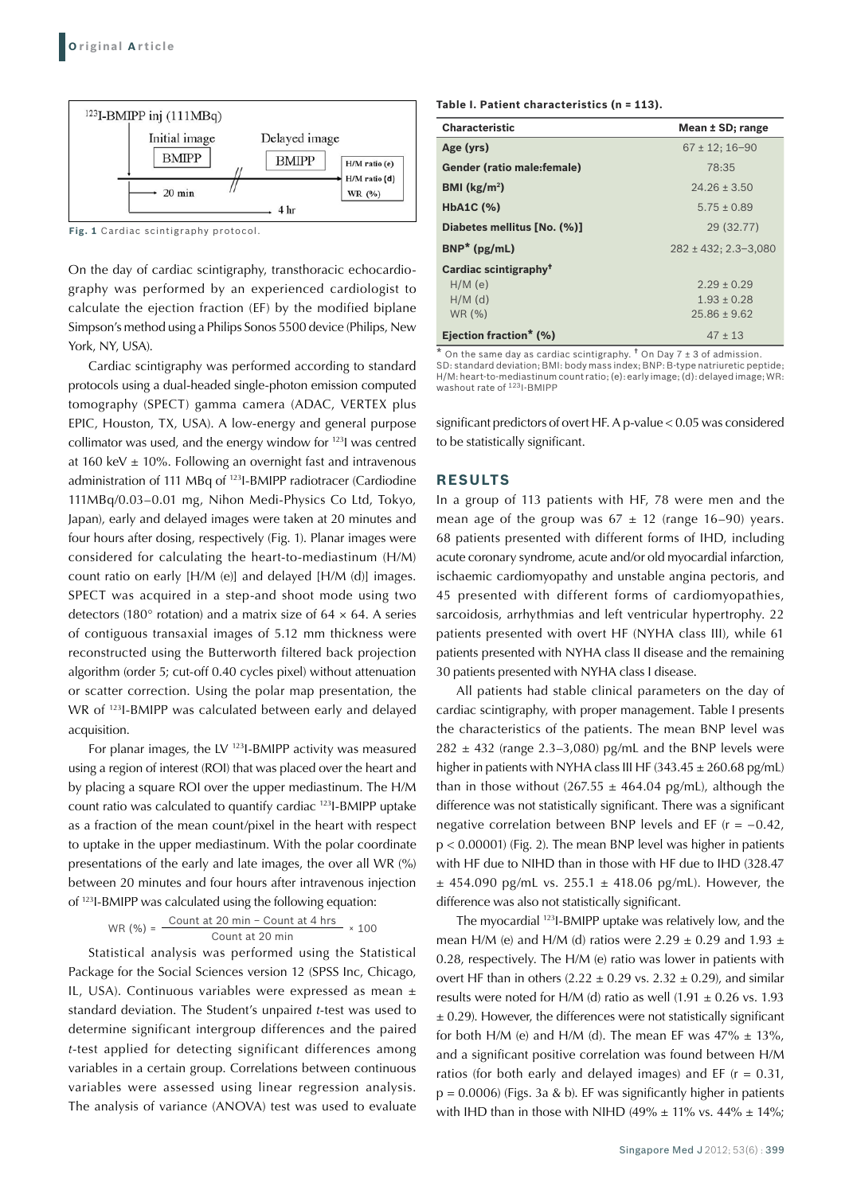Fig. 1 Cardiac scintigraphy protocol.

On the day of cardiac scintigraphy, transthoracic echocardiography was performed by an experienced cardiologist to calculate the ejection fraction (EF) by the modified biplane Simpson's method using a Philips Sonos 5500 device (Philips, New York, NY, USA).

Cardiac scintigraphy was performed according to standard protocols using a dual-headed single-photon emission computed tomography (SPECT) gamma camera (ADAC, VERTEX plus EPIC, Houston, TX, USA). A low-energy and general purpose collimator was used, and the energy window for $^{123}$I was centred at 160 keV ± 10%. Following an overnight fast and intravenous administration of 111 MBq of $^{123}$I-BMIPP radiotracer (Cardiodine 111MBq/0.03–0.01 mg, Nihon Medi-Physics Co Ltd, Tokyo, Japan), early and delayed images were taken at 20 minutes and four hours after dosing, respectively (Fig. 1). Planar images were considered for calculating the heart-to-mediastinum (H/M) count ratio on early [H/M (e)] and delayed [H/M (d)] images. SPECT was acquired in a step-and shoot mode using two detectors (180° rotation) and a matrix size of 64 × 64. A series of contiguous transaxial images of 5.12 mm thickness were reconstructed using the Butterworth filtered back projection algorithm (order 5; cut-off 0.40 cycles pixel) without attenuation or scatter correction. Using the polar map presentation, the WR of $^{123}$I-BMIPP was calculated between early and delayed acquisition.

For planar images, the LV $^{123}$I-BMIPP activity was measured using a region of interest (ROI) that was placed over the heart and by placing a square ROI over the upper mediastinum. The H/M count ratio was calculated to quantify cardiac $^{123}$I-BMIPP uptake as a fraction of the mean count/pixel in the heart with respect to uptake in the upper mediastinum. With the polar coordinate presentations of the early and late images, the over all WR (%) between 20 minutes and four hours after intravenous injection of $^{123}$I-BMIPP was calculated using the following equation:

$$\text{WR (\%)} = \frac{\text{Count at 20 min} - \text{Count at 4 hrs}}{\text{Count at 20 min}} \times 100$$

Statistical analysis was performed using the Statistical Package for the Social Sciences version 12 (SPSS Inc, Chicago, IL, USA). Continuous variables were expressed as mean ± standard deviation. The Student's unpaired *t*-test was used to determine significant intergroup differences and the paired *t*-test applied for detecting significant differences among variables in a certain group. Correlations between continuous variables were assessed using linear regression analysis. The analysis of variance (ANOVA) test was used to evaluate significant predictors of overt HF. A p-value < 0.05 was considered to be statistically significant.

**Table I. Patient characteristics (n = 113).**

| Characteristic | Mean ± SD; range |
|---|---|
| Age (yrs) | 67 ± 12; 16–90 |
| Gender (ratio male:female) | 78:35 |
| BMI (kg/m$^2$) | 24.26 ± 3.50 |
| HbA1C (%) | 5.75 ± 0.89 |
| Diabetes mellitus [No. (%)] | 29 (32.77) |
| BNP* (pg/mL) | 282 ± 432; 2.3–3,080 |
| Cardiac scintigraphy† | |
| H/M (e) | 2.29 ± 0.29 |
| H/M (d) | 1.93 ± 0.28 |
| WR (%) | 25.86 ± 9.62 |
| Ejection fraction* (%) | 47 ± 13 |

\* On the same day as cardiac scintigraphy. † On Day 7 ± 3 of admission.
SD: standard deviation; BMI: body mass index; BNP: B-type natriuretic peptide; H/M: heart-to-mediastinum count ratio; (e): early image; (d): delayed image; WR: washout rate of $^{123}$I-BMIPP

## RESULTS

In a group of 113 patients with HF, 78 were men and the mean age of the group was 67 ± 12 (range 16–90) years. 68 patients presented with different forms of IHD, including acute coronary syndrome, acute and/or old myocardial infarction, ischaemic cardiomyopathy and unstable angina pectoris, and 45 presented with different forms of cardiomyopathies, sarcoidosis, arrhythmias and left ventricular hypertrophy. 22 patients presented with overt HF (NYHA class III), while 61 patients presented with NYHA class II disease and the remaining 30 patients presented with NYHA class I disease.

All patients had stable clinical parameters on the day of cardiac scintigraphy, with proper management. Table I presents the characteristics of the patients. The mean BNP level was 282 ± 432 (range 2.3–3,080) pg/mL and the BNP levels were higher in patients with NYHA class III HF (343.45 ± 260.68 pg/mL) than in those without (267.55 ± 464.04 pg/mL), although the difference was not statistically significant. There was a significant negative correlation between BNP levels and EF ($r = -0.42$, $p < 0.00001$) (Fig. 2). The mean BNP level was higher in patients with HF due to NIHD than in those with HF due to IHD (328.47 ± 454.090 pg/mL vs. 255.1 ± 418.06 pg/mL). However, the difference was also not statistically significant.

The myocardial $^{123}$I-BMIPP uptake was relatively low, and the mean H/M (e) and H/M (d) ratios were 2.29 ± 0.29 and 1.93 ± 0.28, respectively. The H/M (e) ratio was lower in patients with overt HF than in others (2.22 ± 0.29 vs. 2.32 ± 0.29), and similar results were noted for H/M (d) ratio as well (1.91 ± 0.26 vs. 1.93 ± 0.29). However, the differences were not statistically significant for both H/M (e) and H/M (d). The mean EF was 47% ± 13%, and a significant positive correlation was found between H/M ratios (for both early and delayed images) and EF ($r = 0.31$, $p = 0.0006$) (Figs. 3a & b). EF was significantly higher in patients with IHD than in those with NIHD (49% ± 11% vs. 44% ± 14%;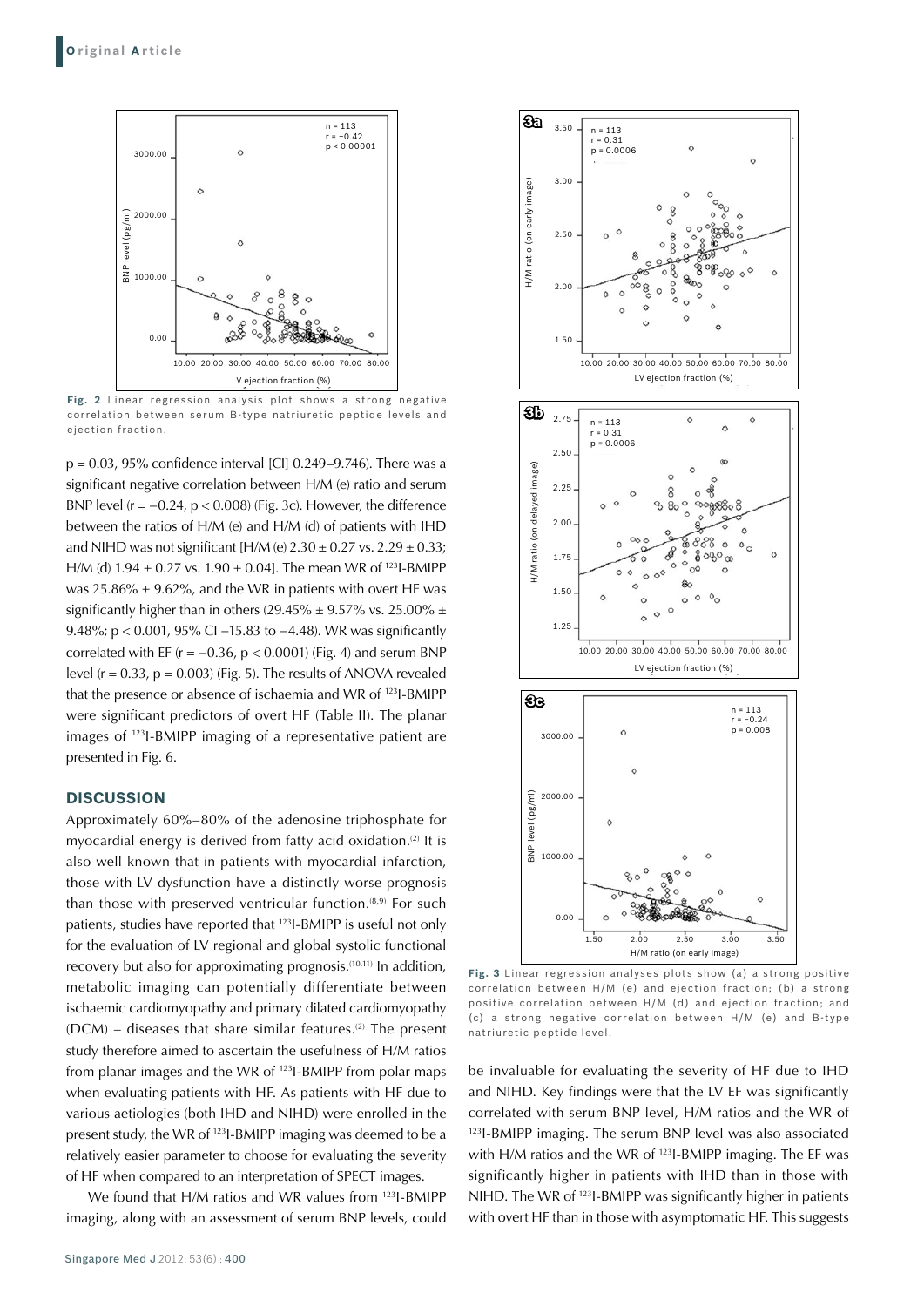**Fig. 2** Linear regression analysis plot shows a strong negative correlation between serum B-type natriuretic peptide levels and ejection fraction.

$p = 0.03$, 95% confidence interval [CI] 0.249–9.746). There was a significant negative correlation between H/M (e) ratio and serum BNP level ($r = -0.24$, $p < 0.008$) (Fig. 3c). However, the difference between the ratios of H/M (e) and H/M (d) of patients with IHD and NIHD was not significant [H/M (e) $2.30 \pm 0.27$ vs. $2.29 \pm 0.33$; H/M (d) $1.94 \pm 0.27$ vs. $1.90 \pm 0.04$]. The mean WR of $^{123}$I-BMIPP was $25.86\% \pm 9.62\%$, and the WR in patients with overt HF was significantly higher than in others ($29.45\% \pm 9.57\%$ vs. $25.00\% \pm 9.48\%$; $p < 0.001$, 95% CI –15.83 to –4.48). WR was significantly correlated with EF ($r = -0.36$, $p < 0.0001$) (Fig. 4) and serum BNP level ($r = 0.33$, $p = 0.003$) (Fig. 5). The results of ANOVA revealed that the presence or absence of ischaemia and WR of $^{123}$I-BMIPP were significant predictors of overt HF (Table II). The planar images of $^{123}$I-BMIPP imaging of a representative patient are presented in Fig. 6.

## DISCUSSION

Approximately 60%–80% of the adenosine triphosphate for myocardial energy is derived from fatty acid oxidation.[2] It is also well known that in patients with myocardial infarction, those with LV dysfunction have a distinctly worse prognosis than those with preserved ventricular function.[8,9] For such patients, studies have reported that $^{123}$I-BMIPP is useful not only for the evaluation of LV regional and global systolic functional recovery but also for approximating prognosis.[10,11] In addition, metabolic imaging can potentially differentiate between ischaemic cardiomyopathy and primary dilated cardiomyopathy (DCM) – diseases that share similar features.[2] The present study therefore aimed to ascertain the usefulness of H/M ratios from planar images and the WR of $^{123}$I-BMIPP from polar maps when evaluating patients with HF. As patients with HF due to various aetiologies (both IHD and NIHD) were enrolled in the present study, the WR of $^{123}$I-BMIPP imaging was deemed to be a relatively easier parameter to choose for evaluating the severity of HF when compared to an interpretation of SPECT images.

We found that H/M ratios and WR values from $^{123}$I-BMIPP imaging, along with an assessment of serum BNP levels, could be invaluable for evaluating the severity of HF due to IHD and NIHD. Key findings were that the LV EF was significantly correlated with serum BNP level, H/M ratios and the WR of $^{123}$I-BMIPP imaging. The serum BNP level was also associated with H/M ratios and the WR of $^{123}$I-BMIPP imaging. The EF was significantly higher in patients with IHD than in those with NIHD. The WR of $^{123}$I-BMIPP was significantly higher in patients with overt HF than in those with asymptomatic HF. This suggests

**Fig. 3** Linear regression analyses plots show (a) a strong positive correlation between H/M (e) and ejection fraction; (b) a strong positive correlation between H/M (d) and ejection fraction; and (c) a strong negative correlation between H/M (e) and B-type natriuretic peptide level.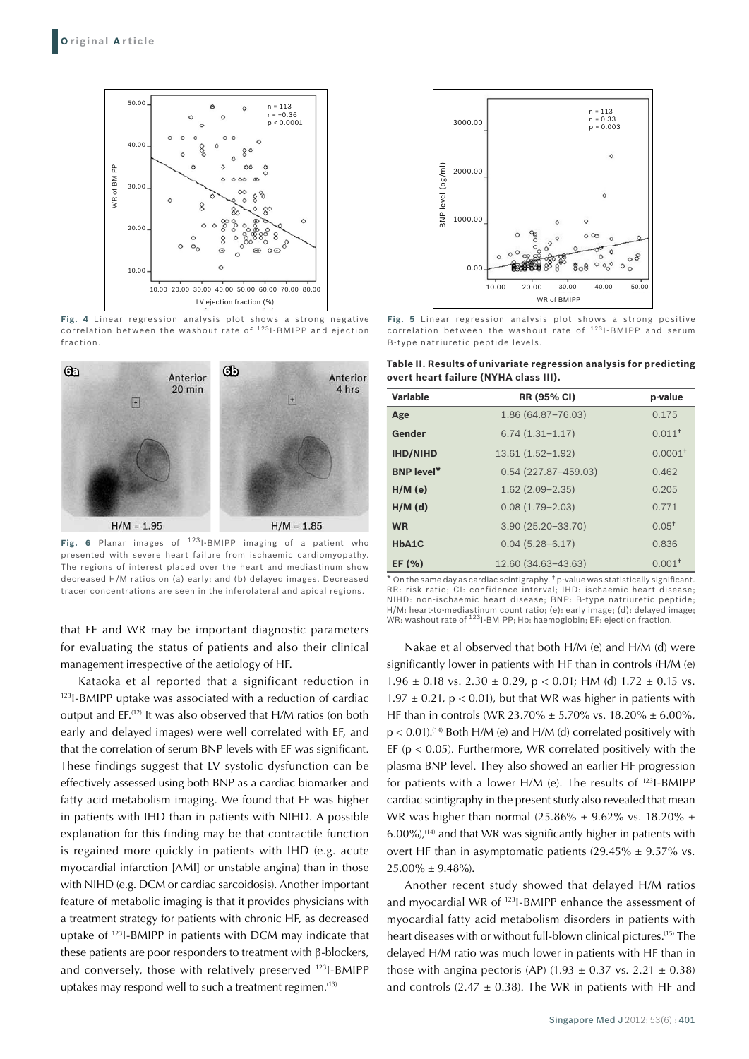Fig. 4 Linear regression analysis plot shows a strong negative correlation between the washout rate of $^{123}$I-BMIPP and ejection fraction.

Fig. 5 Linear regression analysis plot shows a strong positive correlation between the washout rate of $^{123}$I-BMIPP and serum B-type natriuretic peptide levels.

Fig. 6 Planar images of $^{123}$I-BMIPP imaging of a patient who presented with severe heart failure from ischaemic cardiomyopathy. The regions of interest placed over the heart and mediastinum show decreased H/M ratios on (a) early; and (b) delayed images. Decreased tracer concentrations are seen in the inferolateral and apical regions.

**Table II. Results of univariate regression analysis for predicting overt heart failure (NYHA class III).**

| Variable | RR (95% CI) | p-value |
|---|---|---|
| Age | 1.86 (64.87–76.03) | 0.175 |
| Gender | 6.74 (1.31–1.17) | 0.011† |
| IHD/NIHD | 13.61 (1.52–1.92) | 0.0001† |
| BNP level* | 0.54 (227.87–459.03) | 0.462 |
| H/M (e) | 1.62 (2.09–2.35) | 0.205 |
| H/M (d) | 0.08 (1.79–2.03) | 0.771 |
| WR | 3.90 (25.20–33.70) | 0.05† |
| HbA1C | 0.04 (5.28–6.17) | 0.836 |
| EF (%) | 12.60 (34.63–43.63) | 0.001† |

\* On the same day as cardiac scintigraphy. † p-value was statistically significant. RR: risk ratio; CI: confidence interval; IHD: ischaemic heart disease; NIHD: non-ischaemic heart disease; BNP: B-type natriuretic peptide; H/M: heart-to-mediastinum count ratio; (e): early image; (d): delayed image; WR: washout rate of $^{123}$I-BMIPP; Hb: haemoglobin; EF: ejection fraction.

that EF and WR may be important diagnostic parameters for evaluating the status of patients and also their clinical management irrespective of the aetiology of HF.

Kataoka et al reported that a significant reduction in $^{123}$I-BMIPP uptake was associated with a reduction of cardiac output and EF.[12] It was also observed that H/M ratios (on both early and delayed images) were well correlated with EF, and that the correlation of serum BNP levels with EF was significant. These findings suggest that LV systolic dysfunction can be effectively assessed using both BNP as a cardiac biomarker and fatty acid metabolism imaging. We found that EF was higher in patients with IHD than in patients with NIHD. A possible explanation for this finding may be that contractile function is regained more quickly in patients with IHD (e.g. acute myocardial infarction [AMI] or unstable angina) than in those with NIHD (e.g. DCM or cardiac sarcoidosis). Another important feature of metabolic imaging is that it provides physicians with a treatment strategy for patients with chronic HF, as decreased uptake of $^{123}$I-BMIPP in patients with DCM may indicate that these patients are poor responders to treatment with β-blockers, and conversely, those with relatively preserved $^{123}$I-BMIPP uptakes may respond well to such a treatment regimen.[13]

Nakae et al observed that both H/M (e) and H/M (d) were significantly lower in patients with HF than in controls (H/M (e) 1.96 ± 0.18 vs. 2.30 ± 0.29, $p < 0.01$; HM (d) 1.72 ± 0.15 vs. 1.97 ± 0.21, $p < 0.01$), but that WR was higher in patients with HF than in controls (WR 23.70% ± 5.70% vs. 18.20% ± 6.00%, $p < 0.01$).[14] Both H/M (e) and H/M (d) correlated positively with EF ($p < 0.05$). Furthermore, WR correlated positively with the plasma BNP level. They also showed an earlier HF progression for patients with a lower H/M (e). The results of $^{123}$I-BMIPP cardiac scintigraphy in the present study also revealed that mean WR was higher than normal (25.86% ± 9.62% vs. 18.20% ± 6.00%),[14] and that WR was significantly higher in patients with overt HF than in asymptomatic patients (29.45% ± 9.57% vs. 25.00% ± 9.48%).

Another recent study showed that delayed H/M ratios and myocardial WR of $^{123}$I-BMIPP enhance the assessment of myocardial fatty acid metabolism disorders in patients with heart diseases with or without full-blown clinical pictures.[15] The delayed H/M ratio was much lower in patients with HF than in those with angina pectoris (AP) (1.93 ± 0.37 vs. 2.21 ± 0.38) and controls (2.47 ± 0.38). The WR in patients with HF and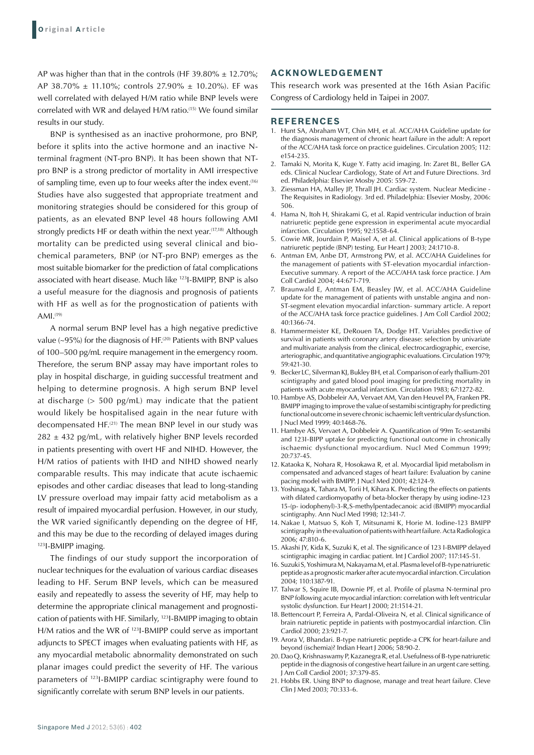AP was higher than that in the controls (HF 39.80% ± 12.70%; AP 38.70% ± 11.10%; controls 27.90% ± 10.20%). EF was well correlated with delayed H/M ratio while BNP levels were correlated with WR and delayed H/M ratio.[15] We found similar results in our study.

BNP is synthesised as an inactive prohormone, pro BNP, before it splits into the active hormone and an inactive N-terminal fragment (NT-pro BNP). It has been shown that NT-pro BNP is a strong predictor of mortality in AMI irrespective of sampling time, even up to four weeks after the index event.[16] Studies have also suggested that appropriate treatment and monitoring strategies should be considered for this group of patients, as an elevated BNP level 48 hours following AMI strongly predicts HF or death within the next year.[17,18] Although mortality can be predicted using several clinical and biochemical parameters, BNP (or NT-pro BNP) emerges as the most suitable biomarker for the prediction of fatal complications associated with heart disease. Much like $^{123}$I-BMIPP, BNP is also a useful measure for the diagnosis and prognosis of patients with HF as well as for the prognostication of patients with AMI.[19]

A normal serum BNP level has a high negative predictive value (~95%) for the diagnosis of HF.[20] Patients with BNP values of 100–500 pg/mL require management in the emergency room. Therefore, the serum BNP assay may have important roles to play in hospital discharge, in guiding successful treatment and helping to determine prognosis. A high serum BNP level at discharge (> 500 pg/mL) may indicate that the patient would likely be hospitalised again in the near future with decompensated HF.[21] The mean BNP level in our study was 282 ± 432 pg/mL, with relatively higher BNP levels recorded in patients presenting with overt HF and NIHD. However, the H/M ratios of patients with IHD and NIHD showed nearly comparable results. This may indicate that acute ischaemic episodes and other cardiac diseases that lead to long-standing LV pressure overload may impair fatty acid metabolism as a result of impaired myocardial perfusion. However, in our study, the WR varied significantly depending on the degree of HF, and this may be due to the recording of delayed images during $^{123}$I-BMIPP imaging.

The findings of our study support the incorporation of nuclear techniques for the evaluation of various cardiac diseases leading to HF. Serum BNP levels, which can be measured easily and repeatedly to assess the severity of HF, may help to determine the appropriate clinical management and prognostication of patients with HF. Similarly, $^{123}$I-BMIPP imaging to obtain H/M ratios and the WR of $^{123}$I-BMIPP could serve as important adjuncts to SPECT images when evaluating patients with HF, as any myocardial metabolic abnormality demonstrated on such planar images could predict the severity of HF. The various parameters of $^{123}$I-BMIPP cardiac scintigraphy were found to significantly correlate with serum BNP levels in our patients.

## ACKNOWLEDGEMENT

This research work was presented at the 16th Asian Pacific Congress of Cardiology held in Taipei in 2007.

## REFERENCES

1. Hunt SA, Abraham WT, Chin MH, et al. ACC/AHA Guideline update for the diagnosis management of chronic heart failure in the adult: A report of the ACC/AHA task force on practice guidelines. Circulation 2005; 112: e154-235.
2. Tamaki N, Morita K, Kuge Y. Fatty acid imaging. In: Zaret BL, Beller GA eds. Clinical Nuclear Cardiology, State of Art and Future Directions. 3rd ed. Philadelphia: Elsevier Mosby 2005: 559-72.
3. Ziessman HA, Malley JP, Thrall JH. Cardiac system. Nuclear Medicine - The Requisites in Radiology. 3rd ed. Philadelphia: Elsevier Mosby, 2006: 506.
4. Hama N, Itoh H, Shirakami G, et al. Rapid ventricular induction of brain natriuretic peptide gene expression in experimental acute myocardial infarction. Circulation 1995; 92:1558-64.
5. Cowie MR, Jourdain P, Maisel A, et al. Clinical applications of B-type natriuretic peptide (BNP) testing. Eur Heart J 2003; 24:1710-8.
6. Antman EM, Anbe DT, Armstrong PW, et al. ACC/AHA Guidelines for the management of patients with ST-elevation myocardial infarction- Executive summary. A report of the ACC/AHA task force practice. J Am Coll Cardiol 2004; 44:671-719.
7. Braunwald E, Antman EM, Beasley JW, et al. ACC/AHA Guideline update for the management of patients with unstable angina and non-ST-segment elevation myocardial infarction- summary article. A report of the ACC/AHA task force practice guidelines. J Am Coll Cardiol 2002; 40:1366-74.
8. Hammermeister KE, DeRouen TA, Dodge HT. Variables predictive of survival in patients with coronary artery disease: selection by univariate and multivariate analysis from the clinical, electrocardiographic, exercise, arteriographic, and quantitative angiographic evaluations. Circulation 1979; 59:421-30.
9. Becker LC, Silverman KJ, Bukley BH, et al. Comparison of early thallium-201 scintigraphy and gated blood pool imaging for predicting mortality in patients with acute myocardial infarction. Circulation 1983; 67:1272-82.
10. Hambye AS, Dobbeleir AA, Vervaet AM, Van den Heuvel PA, Franken PR. BMIPP imaging to improve the value of sestamibi scintigraphy for predicting functional outcome in severe chronic ischaemic left ventricular dysfunction. J Nucl Med 1999; 40:1468-76.
11. Hambye AS, Vervaet A, Dobbeleir A. Quantification of 99m Tc-sestamibi and 123I-BIPP uptake for predicting functional outcome in chronically ischaemic dysfunctional myocardium. Nucl Med Commun 1999; 20:737-45.
12. Kataoka K, Nohara R, Hosokawa R, et al. Myocardial lipid metabolism in compensated and advanced stages of heart failure: Evaluation by canine pacing model with BMIPP. J Nucl Med 2001; 42:124-9.
13. Yoshinaga K, Tahara M, Torii H, Kihara K. Predicting the effects on patients with dilated cardiomyopathy of beta-blocker therapy by using iodine-123 15-(p- iodophenyl)-3-R,S-methylpentadecanoic acid (BMIPP) myocardial scintigraphy. Ann Nucl Med 1998; 12:341-7.
14. Nakae I, Matsuo S, Koh T, Mitsunami K, Horie M. Iodine-123 BMIPP scintigraphy in the evaluation of patients with heart failure. Acta Radiologica 2006; 47:810-6.
15. Akashi JY, Kida K, Suzuki K, et al. The significance of 123 I-BMIPP delayed scintigraphic imaging in cardiac patient. Int J Cardiol 2007; 117:145-51.
16. Suzuki S, Yoshimura M, Nakayama M, et al. Plasma level of B-type natriuretic peptide as a prognostic marker after acute myocardial infarction. Circulation 2004; 110:1387-91.
17. Talwar S, Squire IB, Downie PF, et al. Profile of plasma N-terminal pro BNP following acute myocardial infarction: correlation with left ventricular systolic dysfunction. Eur Heart J 2000; 21:1514-21.
18. Bettencourt P, Ferreira A, Pardal-Oliveira N, et al. Clinical significance of brain natriuretic peptide in patients with postmyocardial infarction. Clin Cardiol 2000; 23:921-7.
19. Arora V, Bhandari. B-type natriuretic peptide-a CPK for heart-failure and beyond (ischemia)? Indian Heart J 2006; 58:90-2.
20. Dao Q, Krishnaswamy P, Kazanegra R, et al. Usefulness of B-type natriuretic peptide in the diagnosis of congestive heart failure in an urgent care setting. J Am Coll Cardiol 2001; 37:379-85.
21. Hobbs ER. Using BNP to diagnose, manage and treat heart failure. Cleve Clin J Med 2003; 70:333-6.